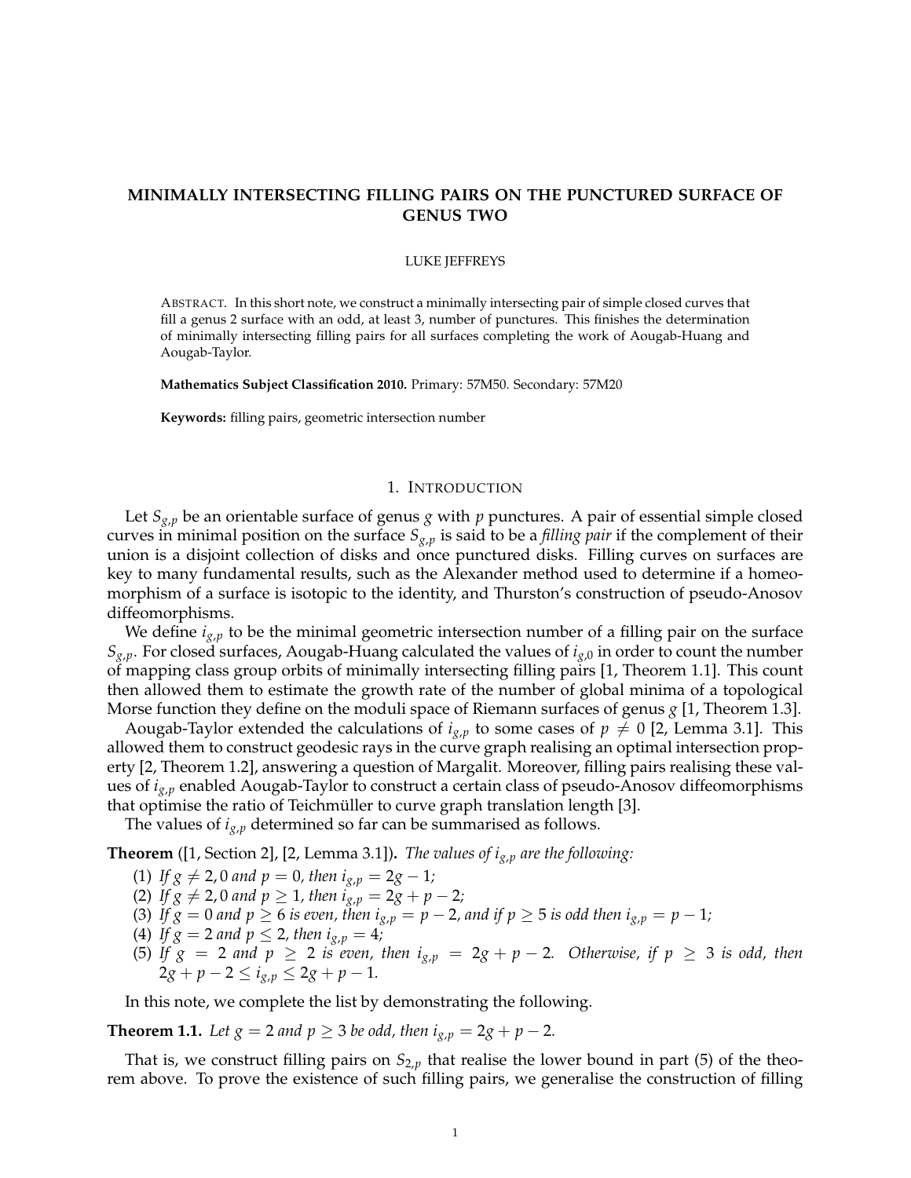# MINIMALLY INTERSECTING FILLING PAIRS ON THE PUNCTURED SURFACE OF GENUS TWO

LUKE JEFFREYS

ABSTRACT. In this short note, we construct a minimally intersecting pair of simple closed curves that fill a genus 2 surface with an odd, at least 3, number of punctures. This finishes the determination of minimally intersecting filling pairs for all surfaces completing the work of Aougab-Huang and Aougab-Taylor.

**Mathematics Subject Classification 2010.** Primary: 57M50. Secondary: 57M20

**Keywords:** filling pairs, geometric intersection number

## 1. INTRODUCTION

Let $S_{g,p}$ be an orientable surface of genus $g$ with $p$ punctures. A pair of essential simple closed curves in minimal position on the surface $S_{g,p}$ is said to be a *filling pair* if the complement of their union is a disjoint collection of disks and once punctured disks. Filling curves on surfaces are key to many fundamental results, such as the Alexander method used to determine if a homeomorphism of a surface is isotopic to the identity, and Thurston's construction of pseudo-Anosov diffeomorphisms.

We define $i_{g,p}$ to be the minimal geometric intersection number of a filling pair on the surface $S_{g,p}$. For closed surfaces, Aougab-Huang calculated the values of $i_{g,0}$ in order to count the number of mapping class group orbits of minimally intersecting filling pairs [1, Theorem 1.1]. This count then allowed them to estimate the growth rate of the number of global minima of a topological Morse function they define on the moduli space of Riemann surfaces of genus $g$ [1, Theorem 1.3].

Aougab-Taylor extended the calculations of $i_{g,p}$ to some cases of $p \neq 0$ [2, Lemma 3.1]. This allowed them to construct geodesic rays in the curve graph realising an optimal intersection property [2, Theorem 1.2], answering a question of Margalit. Moreover, filling pairs realising these values of $i_{g,p}$ enabled Aougab-Taylor to construct a certain class of pseudo-Anosov diffeomorphisms that optimise the ratio of Teichmüller to curve graph translation length [3].

The values of $i_{g,p}$ determined so far can be summarised as follows.

**Theorem** ([1, Section 2], [2, Lemma 3.1])**.** *The values of $i_{g,p}$ are the following:*

1. *If $g \neq 2, 0$ and $p = 0$, then $i_{g,p} = 2g - 1$;*
2. *If $g \neq 2, 0$ and $p \geq 1$, then $i_{g,p} = 2g + p - 2$;*
3. *If $g = 0$ and $p \geq 6$ is even, then $i_{g,p} = p - 2$, and if $p \geq 5$ is odd then $i_{g,p} = p - 1$;*
4. *If $g = 2$ and $p \leq 2$, then $i_{g,p} = 4$;*
5. *If $g = 2$ and $p \geq 2$ is even, then $i_{g,p} = 2g + p - 2$. Otherwise, if $p \geq 3$ is odd, then $2g + p - 2 \leq i_{g,p} \leq 2g + p - 1$.*

In this note, we complete the list by demonstrating the following.

**Theorem 1.1.** *Let $g = 2$ and $p \geq 3$ be odd, then $i_{g,p} = 2g + p - 2$.*

That is, we construct filling pairs on $S_{2,p}$ that realise the lower bound in part (5) of the theorem above. To prove the existence of such filling pairs, we generalise the construction of filling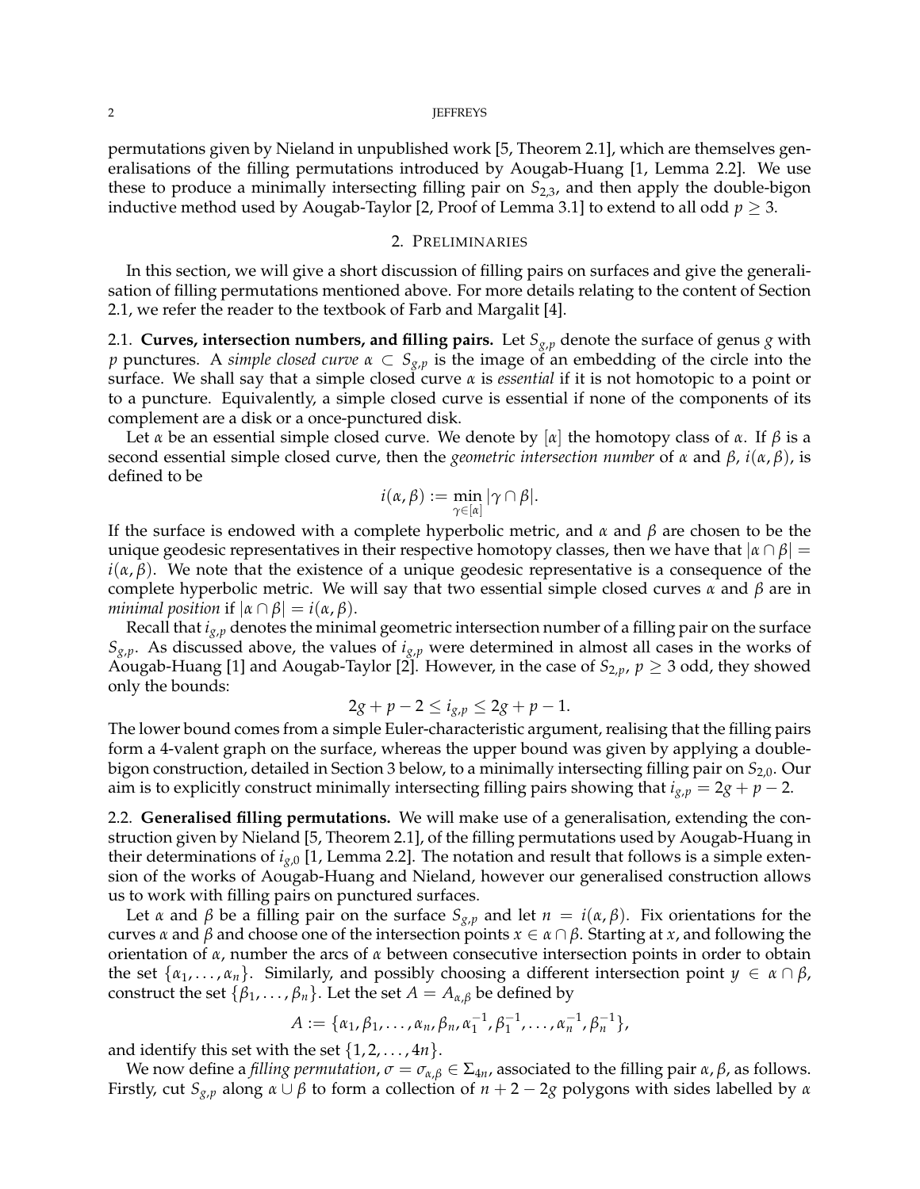permutations given by Nieland in unpublished work [5, Theorem 2.1], which are themselves generalisations of the filling permutations introduced by Aougab-Huang [1, Lemma 2.2]. We use these to produce a minimally intersecting filling pair on $S_{2,3}$, and then apply the double-bigon inductive method used by Aougab-Taylor [2, Proof of Lemma 3.1] to extend to all odd $p \geq 3$.

## 2. Preliminaries

In this section, we will give a short discussion of filling pairs on surfaces and give the generalisation of filling permutations mentioned above. For more details relating to the content of Section 2.1, we refer the reader to the textbook of Farb and Margalit [4].

### 2.1. Curves, intersection numbers, and filling pairs.

Let $S_{g,p}$ denote the surface of genus $g$ with $p$ punctures. A *simple closed curve* $\alpha \subset S_{g,p}$ is the image of an embedding of the circle into the surface. We shall say that a simple closed curve $\alpha$ is *essential* if it is not homotopic to a point or to a puncture. Equivalently, a simple closed curve is essential if none of the components of its complement are a disk or a once-punctured disk.

Let $\alpha$ be an essential simple closed curve. We denote by $[\alpha]$ the homotopy class of $\alpha$. If $\beta$ is a second essential simple closed curve, then the *geometric intersection number* of $\alpha$ and $\beta$, $i(\alpha, \beta)$, is defined to be

$$i(\alpha, \beta) := \min_{\gamma \in [\alpha]} |\gamma \cap \beta|.$$

If the surface is endowed with a complete hyperbolic metric, and $\alpha$ and $\beta$ are chosen to be the unique geodesic representatives in their respective homotopy classes, then we have that $|\alpha \cap \beta| = i(\alpha, \beta)$. We note that the existence of a unique geodesic representative is a consequence of the complete hyperbolic metric. We will say that two essential simple closed curves $\alpha$ and $\beta$ are in *minimal position* if $|\alpha \cap \beta| = i(\alpha, \beta)$.

Recall that $i_{g,p}$ denotes the minimal geometric intersection number of a filling pair on the surface $S_{g,p}$. As discussed above, the values of $i_{g,p}$ were determined in almost all cases in the works of Aougab-Huang [1] and Aougab-Taylor [2]. However, in the case of $S_{2,p}$, $p \geq 3$ odd, they showed only the bounds:

$$2g + p - 2 \leq i_{g,p} \leq 2g + p - 1.$$

The lower bound comes from a simple Euler-characteristic argument, realising that the filling pairs form a 4-valent graph on the surface, whereas the upper bound was given by applying a double-bigon construction, detailed in Section 3 below, to a minimally intersecting filling pair on $S_{2,0}$. Our aim is to explicitly construct minimally intersecting filling pairs showing that $i_{g,p} = 2g + p - 2$.

### 2.2. Generalised filling permutations.

We will make use of a generalisation, extending the construction given by Nieland [5, Theorem 2.1], of the filling permutations used by Aougab-Huang in their determinations of $i_{g,0}$ [1, Lemma 2.2]. The notation and result that follows is a simple extension of the works of Aougab-Huang and Nieland, however our generalised construction allows us to work with filling pairs on punctured surfaces.

Let $\alpha$ and $\beta$ be a filling pair on the surface $S_{g,p}$ and let $n = i(\alpha, \beta)$. Fix orientations for the curves $\alpha$ and $\beta$ and choose one of the intersection points $x \in \alpha \cap \beta$. Starting at $x$, and following the orientation of $\alpha$, number the arcs of $\alpha$ between consecutive intersection points in order to obtain the set $\{\alpha_1, \ldots, \alpha_n\}$. Similarly, and possibly choosing a different intersection point $y \in \alpha \cap \beta$, construct the set $\{\beta_1, \ldots, \beta_n\}$. Let the set $A = A_{\alpha,\beta}$ be defined by

$$A := \{\alpha_1, \beta_1, \ldots, \alpha_n, \beta_n, \alpha_1^{-1}, \beta_1^{-1}, \ldots, \alpha_n^{-1}, \beta_n^{-1}\},$$

and identify this set with the set $\{1, 2, \ldots, 4n\}$.

We now define a *filling permutation*, $\sigma = \sigma_{\alpha,\beta} \in \Sigma_{4n}$, associated to the filling pair $\alpha, \beta$, as follows. Firstly, cut $S_{g,p}$ along $\alpha \cup \beta$ to form a collection of $n + 2 - 2g$ polygons with sides labelled by $\alpha$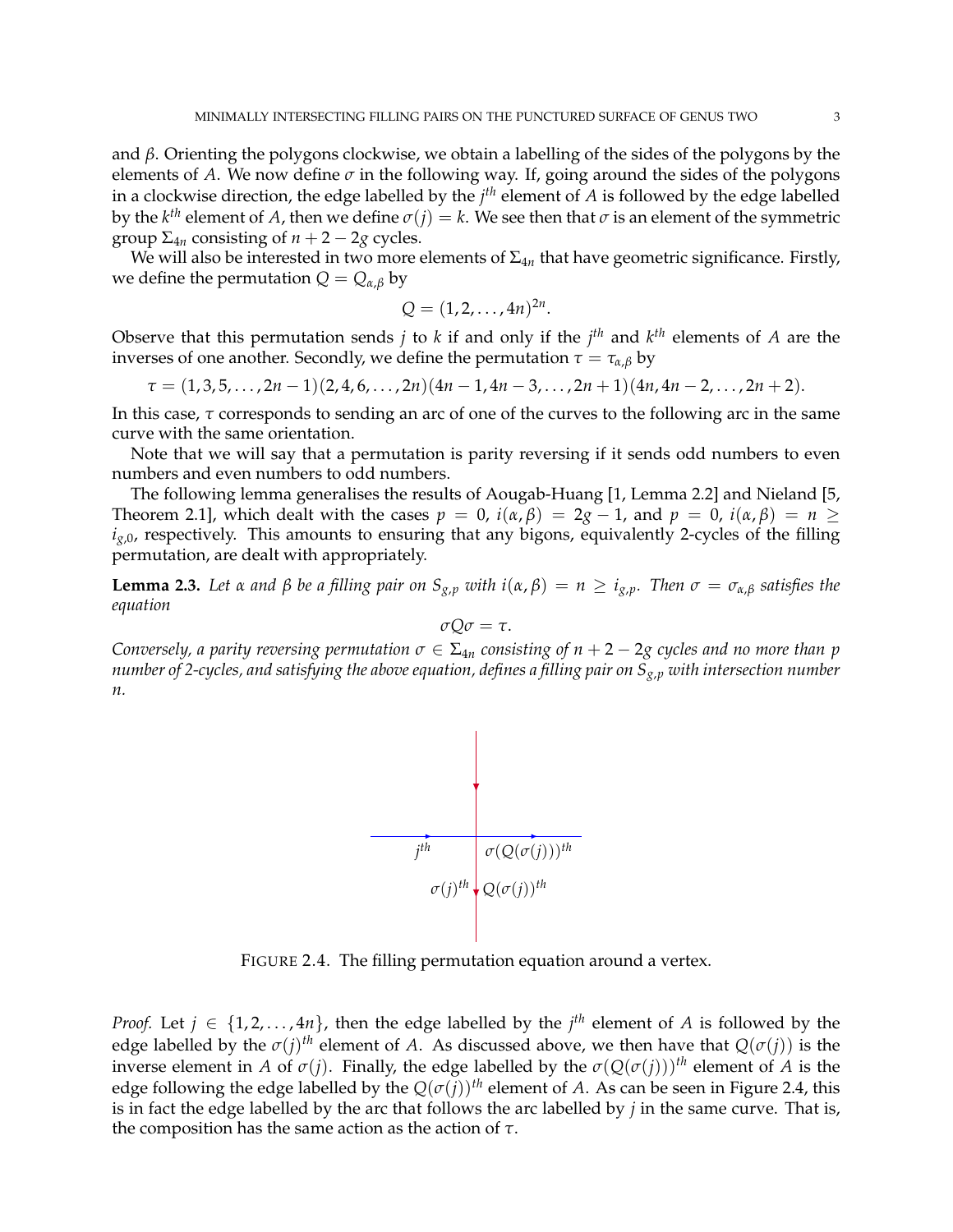and $\beta$. Orienting the polygons clockwise, we obtain a labelling of the sides of the polygons by the elements of $A$. We now define $\sigma$ in the following way. If, going around the sides of the polygons in a clockwise direction, the edge labelled by the $j^{th}$ element of $A$ is followed by the edge labelled by the $k^{th}$ element of $A$, then we define $\sigma(j) = k$. We see then that $\sigma$ is an element of the symmetric group $\Sigma_{4n}$ consisting of $n + 2 - 2g$ cycles.

We will also be interested in two more elements of $\Sigma_{4n}$ that have geometric significance. Firstly, we define the permutation $Q = Q_{\alpha,\beta}$ by

$$Q = (1, 2, \ldots, 4n)^{2n}.$$

Observe that this permutation sends $j$ to $k$ if and only if the $j^{th}$ and $k^{th}$ elements of $A$ are the inverses of one another. Secondly, we define the permutation $\tau = \tau_{\alpha,\beta}$ by

$$\tau = (1, 3, 5, \ldots, 2n - 1)(2, 4, 6, \ldots, 2n)(4n - 1, 4n - 3, \ldots, 2n + 1)(4n, 4n - 2, \ldots, 2n + 2).$$

In this case, $\tau$ corresponds to sending an arc of one of the curves to the following arc in the same curve with the same orientation.

Note that we will say that a permutation is parity reversing if it sends odd numbers to even numbers and even numbers to odd numbers.

The following lemma generalises the results of Aougab-Huang [1, Lemma 2.2] and Nieland [5, Theorem 2.1], which dealt with the cases $p = 0$, $i(\alpha, \beta) = 2g - 1$, and $p = 0$, $i(\alpha, \beta) = n \geq i_{g,0}$, respectively. This amounts to ensuring that any bigons, equivalently 2-cycles of the filling permutation, are dealt with appropriately.

**Lemma 2.3.** *Let $\alpha$ and $\beta$ be a filling pair on $S_{g,p}$ with $i(\alpha, \beta) = n \geq i_{g,p}$. Then $\sigma = \sigma_{\alpha,\beta}$ satisfies the equation*

$$\sigma Q \sigma = \tau.$$

*Conversely, a parity reversing permutation $\sigma \in \Sigma_{4n}$ consisting of $n + 2 - 2g$ cycles and no more than $p$ number of 2-cycles, and satisfying the above equation, defines a filling pair on $S_{g,p}$ with intersection number $n$.*

$j^{th}$ $\sigma(Q(\sigma(j)))^{th}$ $\sigma(j)^{th}$ $Q(\sigma(j))^{th}$

FIGURE 2.4. The filling permutation equation around a vertex.

*Proof.* Let $j \in \{1, 2, \ldots, 4n\}$, then the edge labelled by the $j^{th}$ element of $A$ is followed by the edge labelled by the $\sigma(j)^{th}$ element of $A$. As discussed above, we then have that $Q(\sigma(j))$ is the inverse element in $A$ of $\sigma(j)$. Finally, the edge labelled by the $\sigma(Q(\sigma(j)))^{th}$ element of $A$ is the edge following the edge labelled by the $Q(\sigma(j))^{th}$ element of $A$. As can be seen in Figure 2.4, this is in fact the edge labelled by the arc that follows the arc labelled by $j$ in the same curve. That is, the composition has the same action as the action of $\tau$.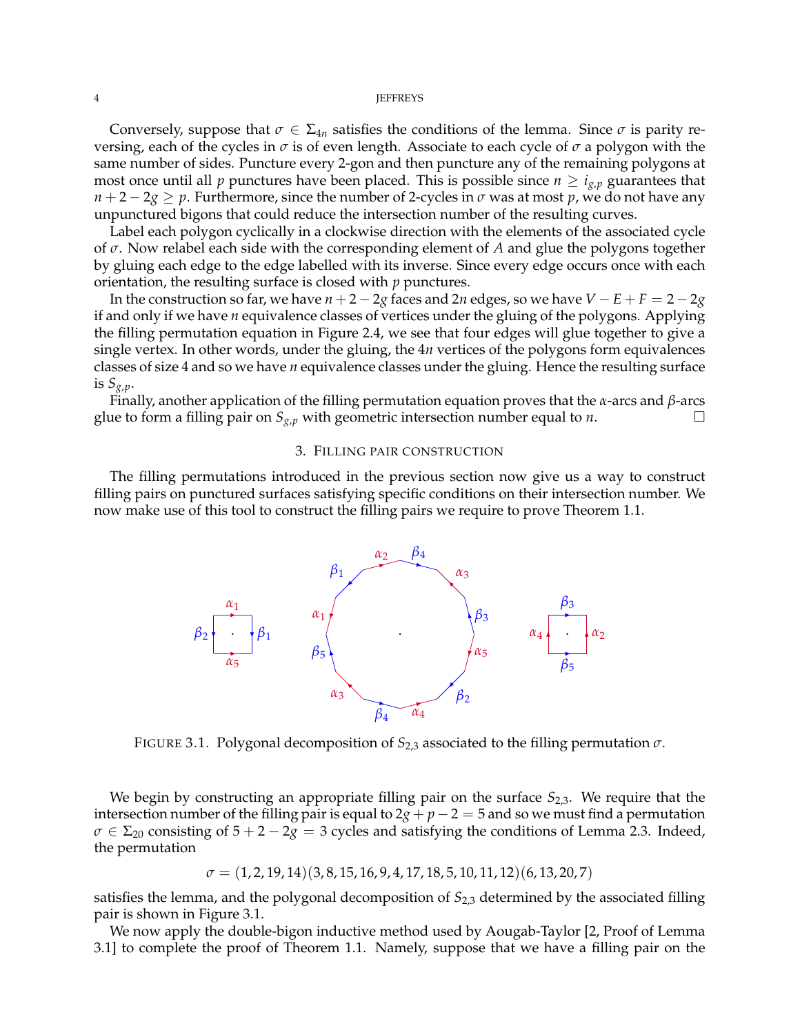Conversely, suppose that $\sigma \in \Sigma_{4n}$ satisfies the conditions of the lemma. Since $\sigma$ is parity reversing, each of the cycles in $\sigma$ is of even length. Associate to each cycle of $\sigma$ a polygon with the same number of sides. Puncture every 2-gon and then puncture any of the remaining polygons at most once until all $p$ punctures have been placed. This is possible since $n \geq i_{g,p}$ guarantees that $n + 2 - 2g \geq p$. Furthermore, since the number of 2-cycles in $\sigma$ was at most $p$, we do not have any unpunctured bigons that could reduce the intersection number of the resulting curves.

Label each polygon cyclically in a clockwise direction with the elements of the associated cycle of $\sigma$. Now relabel each side with the corresponding element of $A$ and glue the polygons together by gluing each edge to the edge labelled with its inverse. Since every edge occurs once with each orientation, the resulting surface is closed with $p$ punctures.

In the construction so far, we have $n + 2 - 2g$ faces and $2n$ edges, so we have $V - E + F = 2 - 2g$ if and only if we have $n$ equivalence classes of vertices under the gluing of the polygons. Applying the filling permutation equation in Figure 2.4, we see that four edges will glue together to give a single vertex. In other words, under the gluing, the $4n$ vertices of the polygons form equivalences classes of size 4 and so we have $n$ equivalence classes under the gluing. Hence the resulting surface is $S_{g,p}$.

Finally, another application of the filling permutation equation proves that the $\alpha$-arcs and $\beta$-arcs glue to form a filling pair on $S_{g,p}$ with geometric intersection number equal to $n$. □

## 3. Filling pair construction

The filling permutations introduced in the previous section now give us a way to construct filling pairs on punctured surfaces satisfying specific conditions on their intersection number. We now make use of this tool to construct the filling pairs we require to prove Theorem 1.1.

FIGURE 3.1. Polygonal decomposition of $S_{2,3}$ associated to the filling permutation $\sigma$.

We begin by constructing an appropriate filling pair on the surface $S_{2,3}$. We require that the intersection number of the filling pair is equal to $2g + p - 2 = 5$ and so we must find a permutation $\sigma \in \Sigma_{20}$ consisting of $5 + 2 - 2g = 3$ cycles and satisfying the conditions of Lemma 2.3. Indeed, the permutation

$$\sigma = (1, 2, 19, 14)(3, 8, 15, 16, 9, 4, 17, 18, 5, 10, 11, 12)(6, 13, 20, 7)$$

satisfies the lemma, and the polygonal decomposition of $S_{2,3}$ determined by the associated filling pair is shown in Figure 3.1.

We now apply the double-bigon inductive method used by Aougab-Taylor [2, Proof of Lemma 3.1] to complete the proof of Theorem 1.1. Namely, suppose that we have a filling pair on the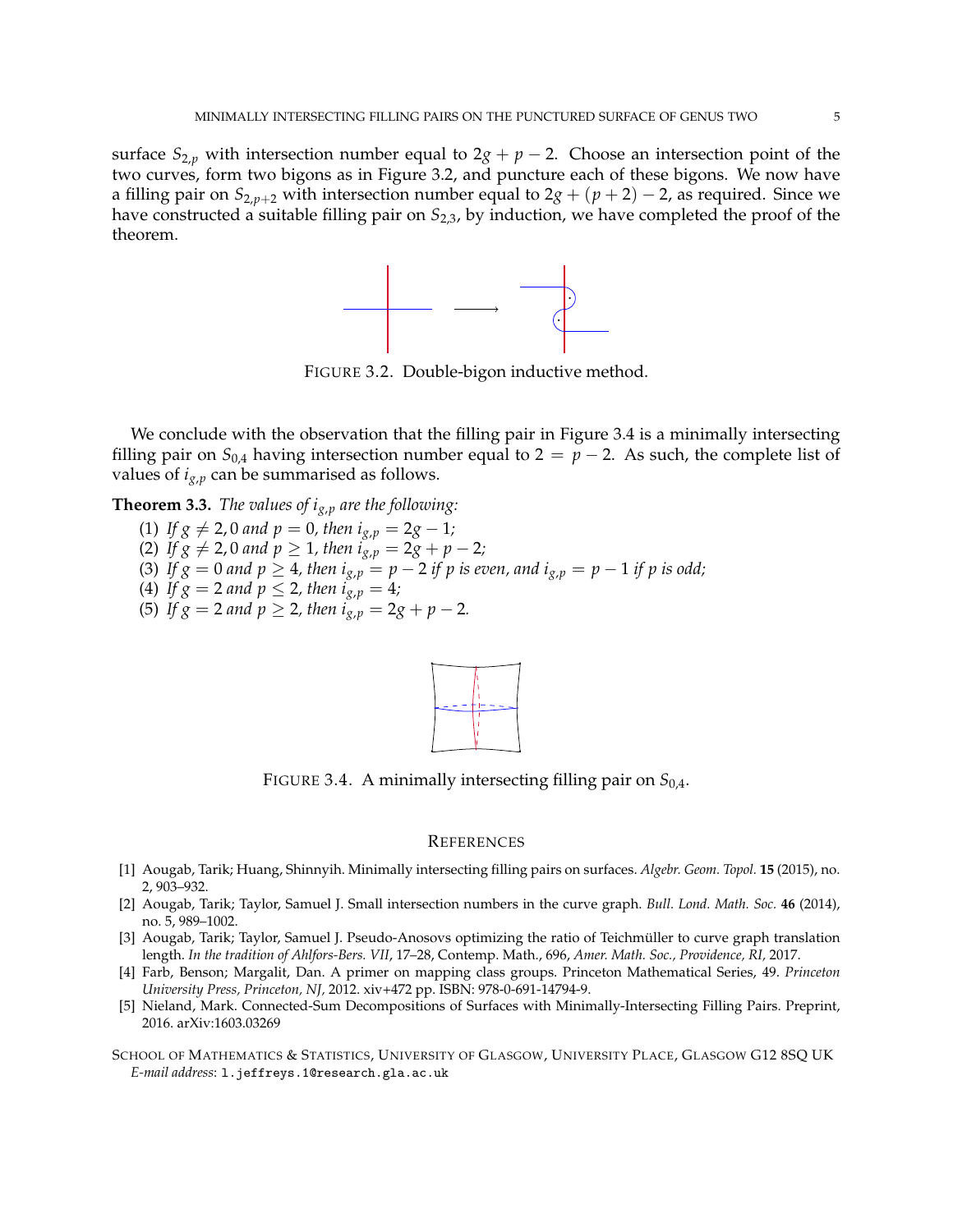surface $S_{2,p}$ with intersection number equal to $2g + p - 2$. Choose an intersection point of the two curves, form two bigons as in Figure 3.2, and puncture each of these bigons. We now have a filling pair on $S_{2,p+2}$ with intersection number equal to $2g + (p + 2) - 2$, as required. Since we have constructed a suitable filling pair on $S_{2,3}$, by induction, we have completed the proof of the theorem.

FIGURE 3.2. Double-bigon inductive method.

We conclude with the observation that the filling pair in Figure 3.4 is a minimally intersecting filling pair on $S_{0,4}$ having intersection number equal to $2 = p - 2$. As such, the complete list of values of $i_{g,p}$ can be summarised as follows.

**Theorem 3.3.** *The values of $i_{g,p}$ are the following:*

(1) *If $g \neq 2, 0$ and $p = 0$, then $i_{g,p} = 2g - 1$;*
(2) *If $g \neq 2, 0$ and $p \geq 1$, then $i_{g,p} = 2g + p - 2$;*
(3) *If $g = 0$ and $p \geq 4$, then $i_{g,p} = p - 2$ if $p$ is even, and $i_{g,p} = p - 1$ if $p$ is odd;*
(4) *If $g = 2$ and $p \leq 2$, then $i_{g,p} = 4$;*
(5) *If $g = 2$ and $p \geq 2$, then $i_{g,p} = 2g + p - 2$.*

FIGURE 3.4. A minimally intersecting filling pair on $S_{0,4}$.

## REFERENCES

[1] Aougab, Tarik; Huang, Shinnyih. Minimally intersecting filling pairs on surfaces. *Algebr. Geom. Topol.* **15** (2015), no. 2, 903–932.

[2] Aougab, Tarik; Taylor, Samuel J. Small intersection numbers in the curve graph. *Bull. Lond. Math. Soc.* **46** (2014), no. 5, 989–1002.

[3] Aougab, Tarik; Taylor, Samuel J. Pseudo-Anosovs optimizing the ratio of Teichmüller to curve graph translation length. *In the tradition of Ahlfors-Bers. VII*, 17–28, Contemp. Math., 696, *Amer. Math. Soc., Providence, RI*, 2017.

[4] Farb, Benson; Margalit, Dan. A primer on mapping class groups. Princeton Mathematical Series, 49. *Princeton University Press, Princeton, NJ*, 2012. xiv+472 pp. ISBN: 978-0-691-14794-9.

[5] Nieland, Mark. Connected-Sum Decompositions of Surfaces with Minimally-Intersecting Filling Pairs. Preprint, 2016. arXiv:1603.03269

SCHOOL OF MATHEMATICS & STATISTICS, UNIVERSITY OF GLASGOW, UNIVERSITY PLACE, GLASGOW G12 8SQ UK
*E-mail address*: l.jeffreys.1@research.gla.ac.uk